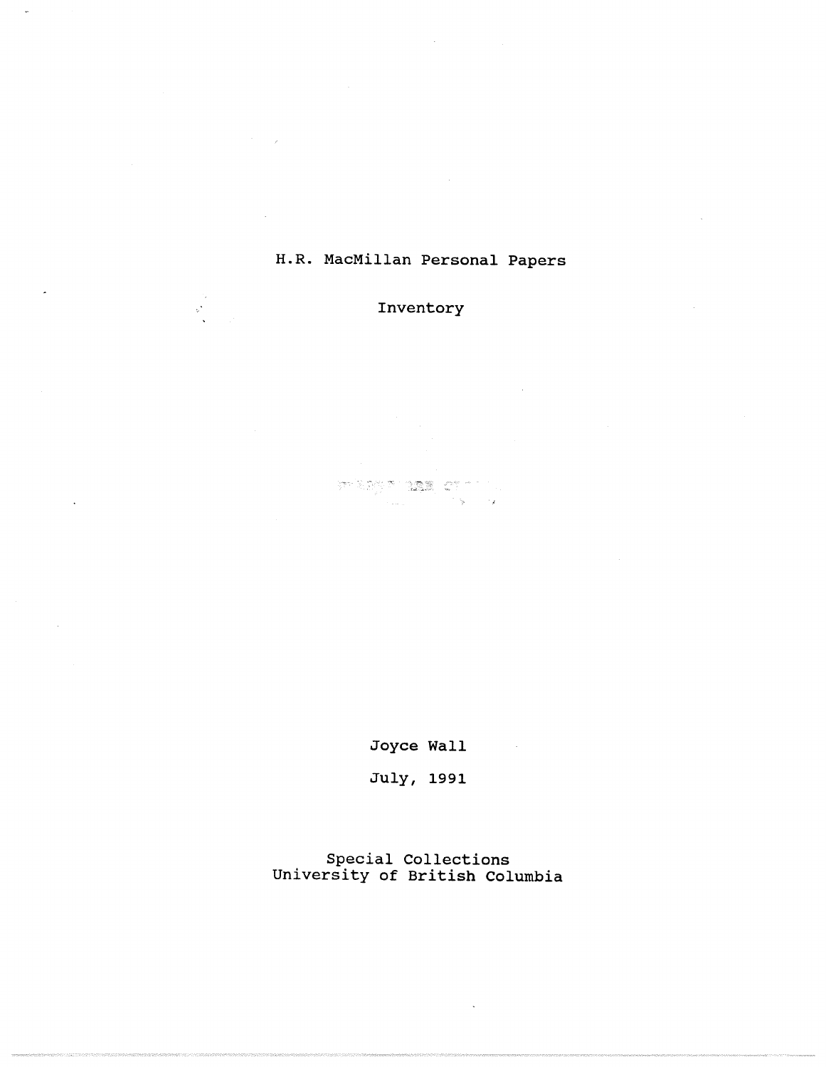# H.R. MacMillan Personal Papers

## Inventory

Joyce Wall

July, 1991

Special Collections
University of British Columbia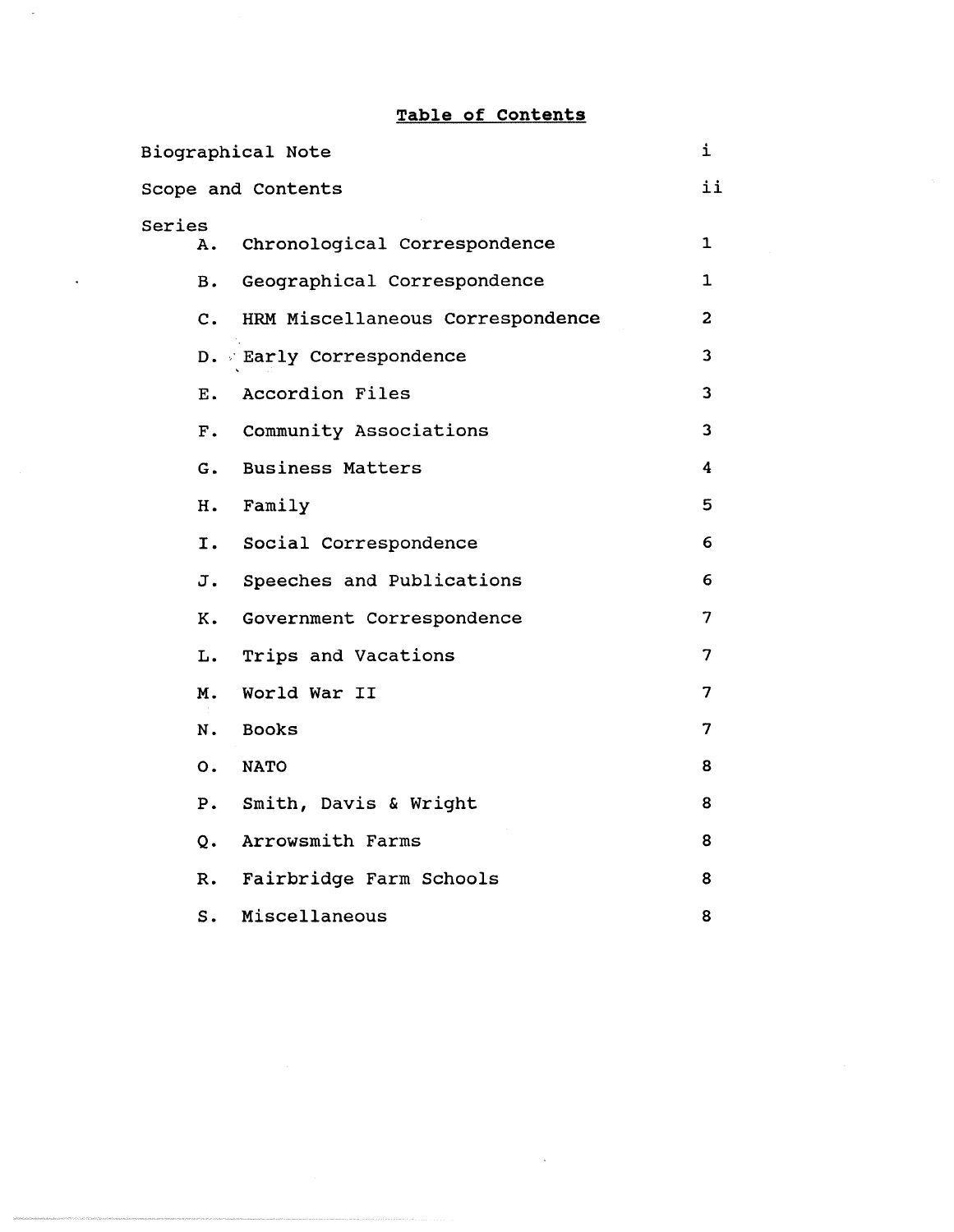# **Table of Contents**

| | |
|---|---|
| Biographical Note | i |
| Scope and Contents | ii |
| Series | |
| A. Chronological Correspondence | 1 |
| B. Geographical Correspondence | 1 |
| C. HRM Miscellaneous Correspondence | 2 |
| D. Early Correspondence | 3 |
| E. Accordion Files | 3 |
| F. Community Associations | 3 |
| G. Business Matters | 4 |
| H. Family | 5 |
| I. Social Correspondence | 6 |
| J. Speeches and Publications | 6 |
| K. Government Correspondence | 7 |
| L. Trips and Vacations | 7 |
| M. World War II | 7 |
| N. Books | 7 |
| O. NATO | 8 |
| P. Smith, Davis & Wright | 8 |
| Q. Arrowsmith Farms | 8 |
| R. Fairbridge Farm Schools | 8 |
| S. Miscellaneous | 8 |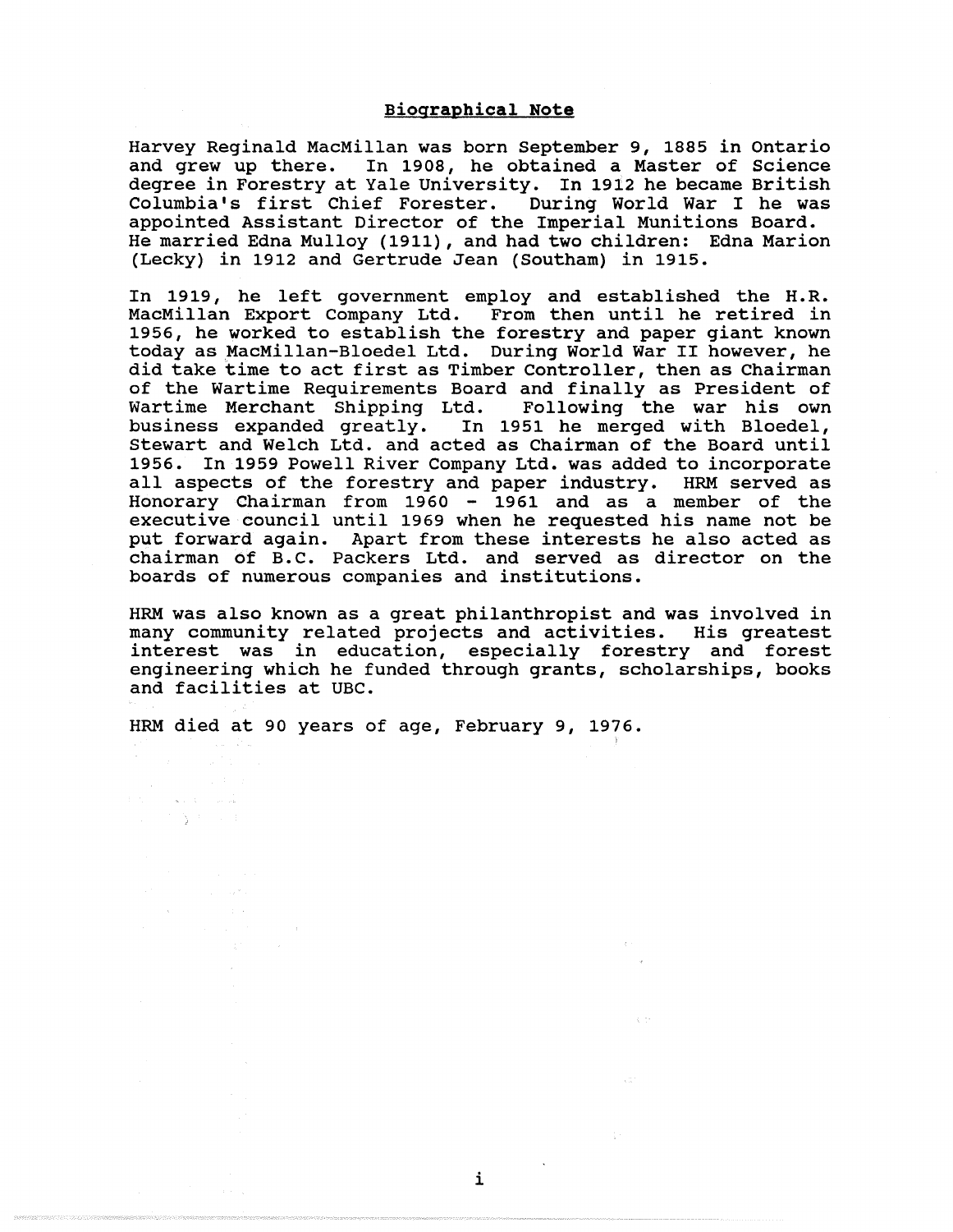## Biographical Note

Harvey Reginald MacMillan was born September 9, 1885 in Ontario and grew up there. In 1908, he obtained a Master of Science degree in Forestry at Yale University. In 1912 he became British Columbia's first Chief Forester. During World War I he was appointed Assistant Director of the Imperial Munitions Board. He married Edna Mulloy (1911), and had two children: Edna Marion (Lecky) in 1912 and Gertrude Jean (Southam) in 1915.

In 1919, he left government employ and established the H.R. MacMillan Export Company Ltd. From then until he retired in 1956, he worked to establish the forestry and paper giant known today as MacMillan-Bloedel Ltd. During World War II however, he did take time to act first as Timber Controller, then as Chairman of the Wartime Requirements Board and finally as President of Wartime Merchant Shipping Ltd. Following the war his own business expanded greatly. In 1951 he merged with Bloedel, Stewart and Welch Ltd. and acted as Chairman of the Board until 1956. In 1959 Powell River Company Ltd. was added to incorporate all aspects of the forestry and paper industry. HRM served as Honorary Chairman from 1960 - 1961 and as a member of the executive council until 1969 when he requested his name not be put forward again. Apart from these interests he also acted as chairman of B.C. Packers Ltd. and served as director on the boards of numerous companies and institutions.

HRM was also known as a great philanthropist and was involved in many community related projects and activities. His greatest interest was in education, especially forestry and forest engineering which he funded through grants, scholarships, books and facilities at UBC.

HRM died at 90 years of age, February 9, 1976.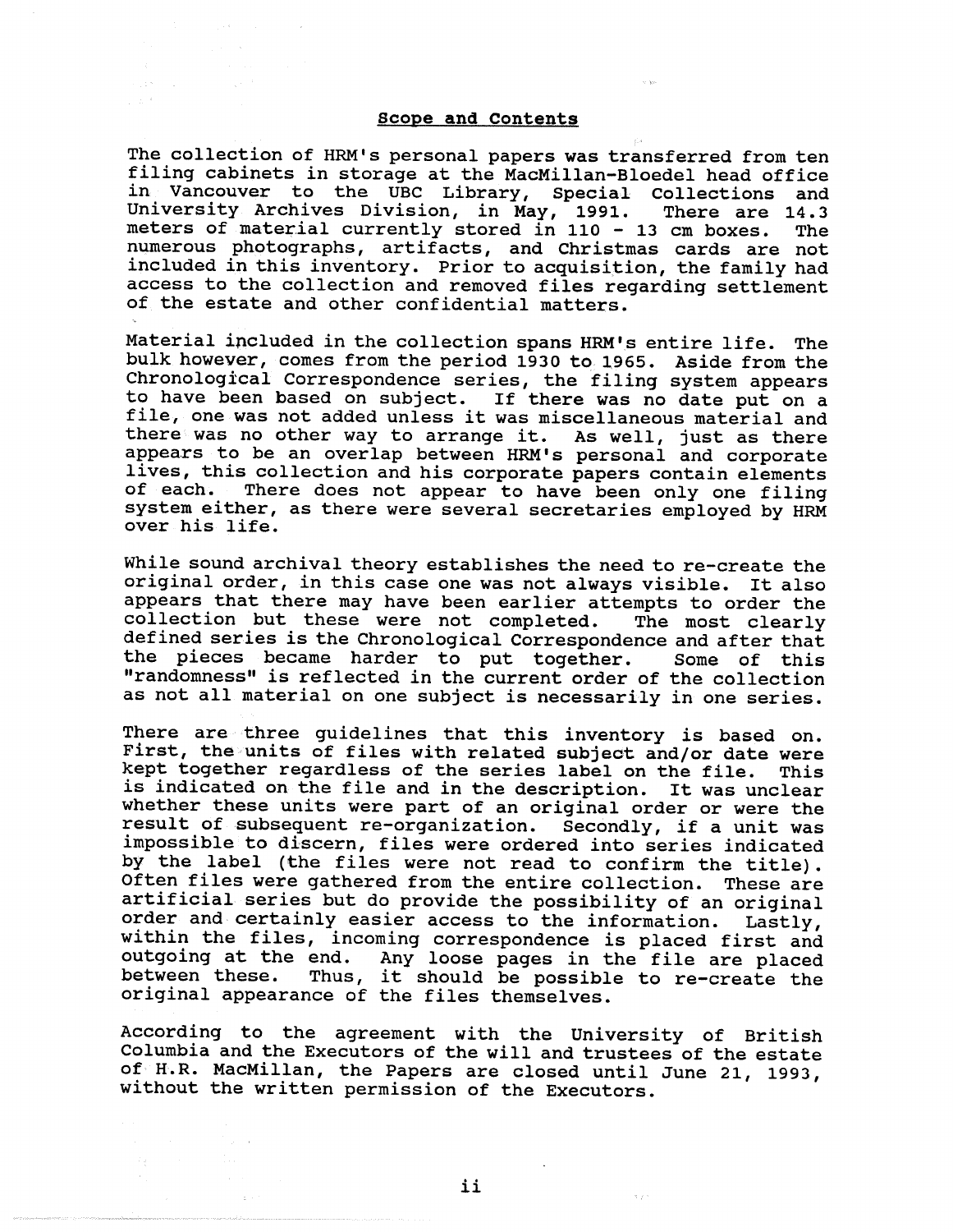## Scope and Contents

The collection of HRM's personal papers was transferred from ten filing cabinets in storage at the MacMillan-Bloedel head office in Vancouver to the UBC Library, Special Collections and University Archives Division, in May, 1991. There are 14.3 meters of material currently stored in 110 - 13 cm boxes. The numerous photographs, artifacts, and Christmas cards are not included in this inventory. Prior to acquisition, the family had access to the collection and removed files regarding settlement of the estate and other confidential matters.

Material included in the collection spans HRM's entire life. The bulk however, comes from the period 1930 to 1965. Aside from the Chronological Correspondence series, the filing system appears to have been based on subject. If there was no date put on a file, one was not added unless it was miscellaneous material and there was no other way to arrange it. As well, just as there appears to be an overlap between HRM's personal and corporate lives, this collection and his corporate papers contain elements of each. There does not appear to have been only one filing system either, as there were several secretaries employed by HRM over his life.

While sound archival theory establishes the need to re-create the original order, in this case one was not always visible. It also appears that there may have been earlier attempts to order the collection but these were not completed. The most clearly defined series is the Chronological Correspondence and after that the pieces became harder to put together. Some of this "randomness" is reflected in the current order of the collection as not all material on one subject is necessarily in one series.

There are three guidelines that this inventory is based on. First, the units of files with related subject and/or date were kept together regardless of the series label on the file. This is indicated on the file and in the description. It was unclear whether these units were part of an original order or were the result of subsequent re-organization. Secondly, if a unit was impossible to discern, files were ordered into series indicated by the label (the files were not read to confirm the title). Often files were gathered from the entire collection. These are artificial series but do provide the possibility of an original order and certainly easier access to the information. Lastly, within the files, incoming correspondence is placed first and outgoing at the end. Any loose pages in the file are placed between these. Thus, it should be possible to re-create the original appearance of the files themselves.

According to the agreement with the University of British Columbia and the Executors of the will and trustees of the estate of H.R. MacMillan, the Papers are closed until June 21, 1993, without the written permission of the Executors.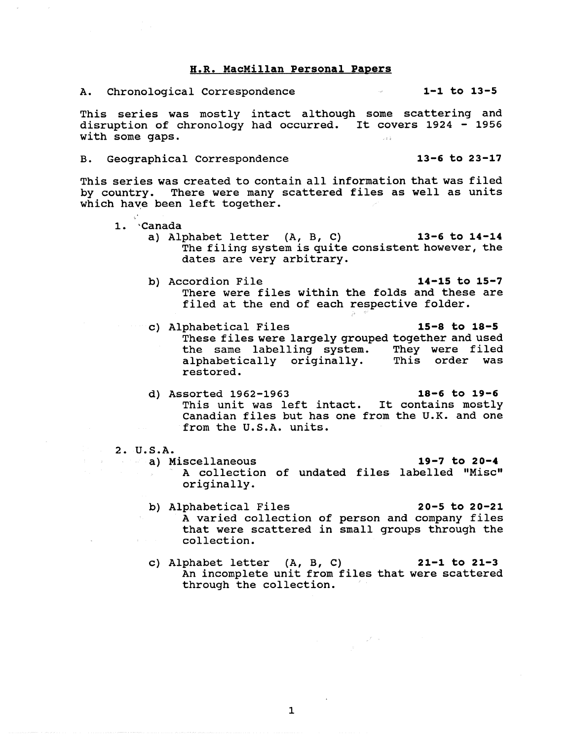# H.R. MacMillan Personal Papers

A. Chronological Correspondence **1-1 to 13-5**

This series was mostly intact although some scattering and disruption of chronology had occurred. It covers 1924 - 1956 with some gaps.

B. Geographical Correspondence **13-6 to 23-17**

This series was created to contain all information that was filed by country. There were many scattered files as well as units which have been left together.

1. Canada
   a) Alphabet letter (A, B, C) **13-6 to 14-14**
      The filing system is quite consistent however, the dates are very arbitrary.

   b) Accordion File **14-15 to 15-7**
      There were files within the folds and these are filed at the end of each respective folder.

   c) Alphabetical Files **15-8 to 18-5**
      These files were largely grouped together and used the same labelling system. They were filed alphabetically originally. This order was restored.

   d) Assorted 1962-1963 **18-6 to 19-6**
      This unit was left intact. It contains mostly Canadian files but has one from the U.K. and one from the U.S.A. units.

2. U.S.A.
   a) Miscellaneous **19-7 to 20-4**
      A collection of undated files labelled "Misc" originally.

   b) Alphabetical Files **20-5 to 20-21**
      A varied collection of person and company files that were scattered in small groups through the collection.

   c) Alphabet letter (A, B, C) **21-1 to 21-3**
      An incomplete unit from files that were scattered through the collection.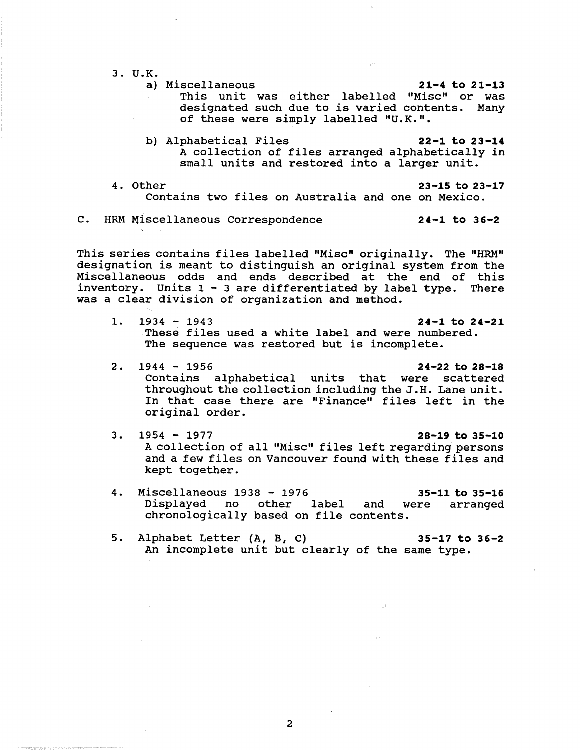3. U.K.
   - a) Miscellaneous **21-4 to 21-13**
     This unit was either labelled "Misc" or was designated such due to is varied contents. Many of these were simply labelled "U.K.".
   - b) Alphabetical Files **22-1 to 23-14**
     A collection of files arranged alphabetically in small units and restored into a larger unit.

4. Other **23-15 to 23-17**
   Contains two files on Australia and one on Mexico.

C. HRM Miscellaneous Correspondence **24-1 to 36-2**

This series contains files labelled "Misc" originally. The "HRM" designation is meant to distinguish an original system from the Miscellaneous odds and ends described at the end of this inventory. Units 1 - 3 are differentiated by label type. There was a clear division of organization and method.

1. 1934 - 1943 **24-1 to 24-21**
   These files used a white label and were numbered. The sequence was restored but is incomplete.

2. 1944 - 1956 **24-22 to 28-18**
   Contains alphabetical units that were scattered throughout the collection including the J.H. Lane unit. In that case there are "Finance" files left in the original order.

3. 1954 - 1977 **28-19 to 35-10**
   A collection of all "Misc" files left regarding persons and a few files on Vancouver found with these files and kept together.

4. Miscellaneous 1938 - 1976 **35-11 to 35-16**
   Displayed no other label and were arranged chronologically based on file contents.

5. Alphabet Letter (A, B, C) **35-17 to 36-2**
   An incomplete unit but clearly of the same type.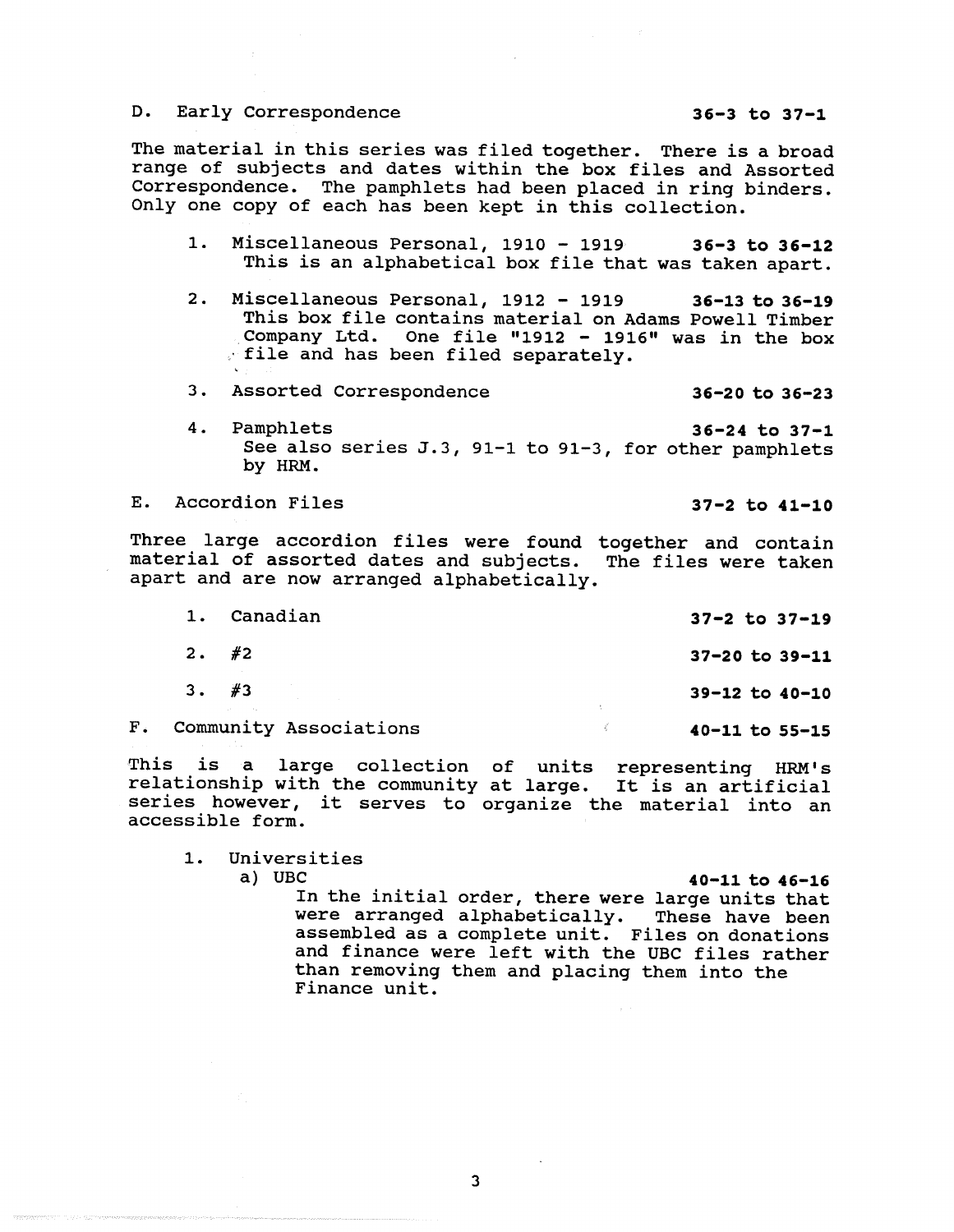D. Early Correspondence **36-3 to 37-1**

The material in this series was filed together. There is a broad range of subjects and dates within the box files and Assorted Correspondence. The pamphlets had been placed in ring binders. Only one copy of each has been kept in this collection.

1. Miscellaneous Personal, 1910 - 1919 **36-3 to 36-12**
   This is an alphabetical box file that was taken apart.

2. Miscellaneous Personal, 1912 - 1919 **36-13 to 36-19**
   This box file contains material on Adams Powell Timber Company Ltd. One file "1912 - 1916" was in the box file and has been filed separately.

3. Assorted Correspondence **36-20 to 36-23**

4. Pamphlets **36-24 to 37-1**
   See also series J.3, 91-1 to 91-3, for other pamphlets by HRM.

E. Accordion Files **37-2 to 41-10**

Three large accordion files were found together and contain material of assorted dates and subjects. The files were taken apart and are now arranged alphabetically.

1. Canadian **37-2 to 37-19**

2. #2 **37-20 to 39-11**

3. #3 **39-12 to 40-10**

F. Community Associations **40-11 to 55-15**

This is a large collection of units representing HRM's relationship with the community at large. It is an artificial series however, it serves to organize the material into an accessible form.

1. Universities
   a) UBC **40-11 to 46-16**
      In the initial order, there were large units that were arranged alphabetically. These have been assembled as a complete unit. Files on donations and finance were left with the UBC files rather than removing them and placing them into the Finance unit.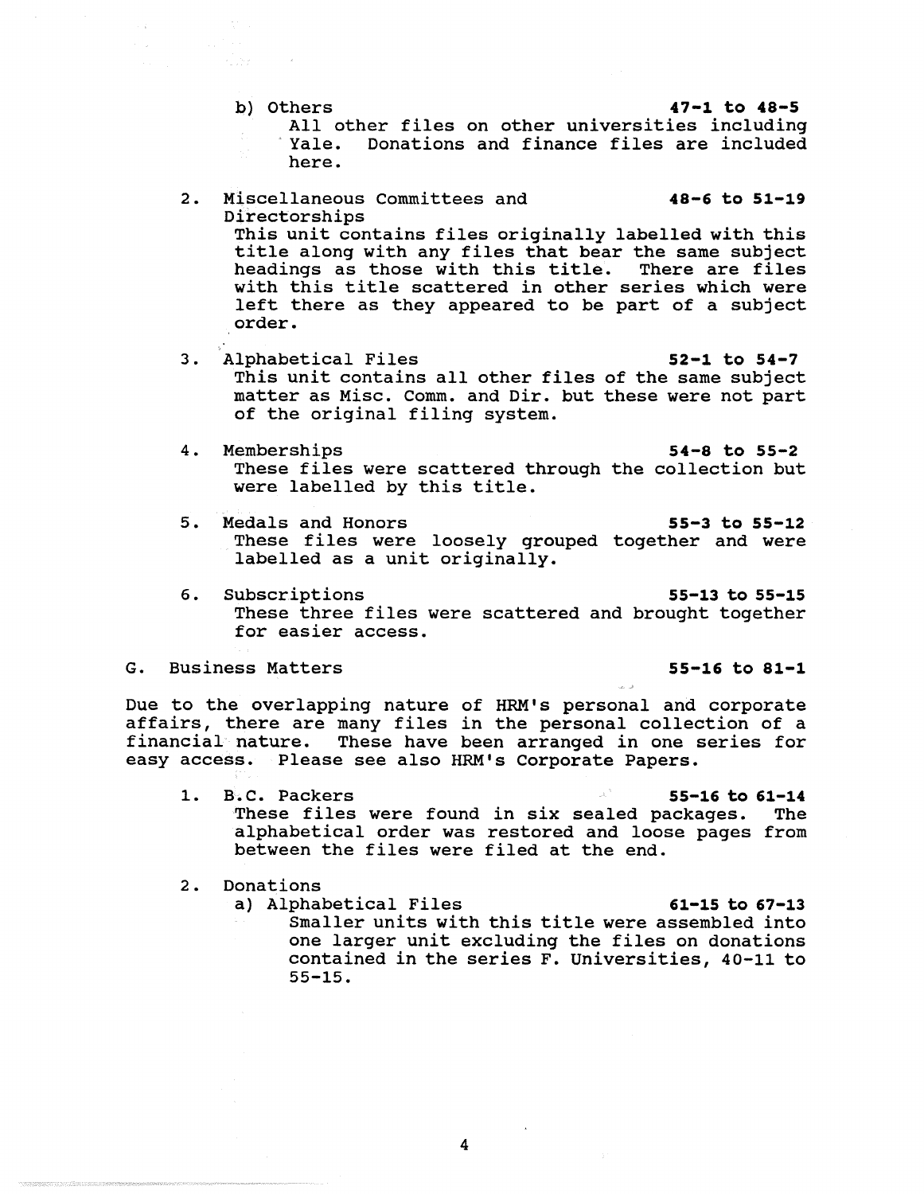b) Others **47-1 to 48-5**
All other files on other universities including Yale. Donations and finance files are included here.

2. Miscellaneous Committees and Directorships **48-6 to 51-19**
This unit contains files originally labelled with this title along with any files that bear the same subject headings as those with this title. There are files with this title scattered in other series which were left there as they appeared to be part of a subject order.

3. Alphabetical Files **52-1 to 54-7**
This unit contains all other files of the same subject matter as Misc. Comm. and Dir. but these were not part of the original filing system.

4. Memberships **54-8 to 55-2**
These files were scattered through the collection but were labelled by this title.

5. Medals and Honors **55-3 to 55-12**
These files were loosely grouped together and were labelled as a unit originally.

6. Subscriptions **55-13 to 55-15**
These three files were scattered and brought together for easier access.

G. Business Matters **55-16 to 81-1**

Due to the overlapping nature of HRM's personal and corporate affairs, there are many files in the personal collection of a financial nature. These have been arranged in one series for easy access. Please see also HRM's Corporate Papers.

1. B.C. Packers **55-16 to 61-14**
These files were found in six sealed packages. The alphabetical order was restored and loose pages from between the files were filed at the end.

2. Donations
   a) Alphabetical Files **61-15 to 67-13**
   Smaller units with this title were assembled into one larger unit excluding the files on donations contained in the series F. Universities, 40-11 to 55-15.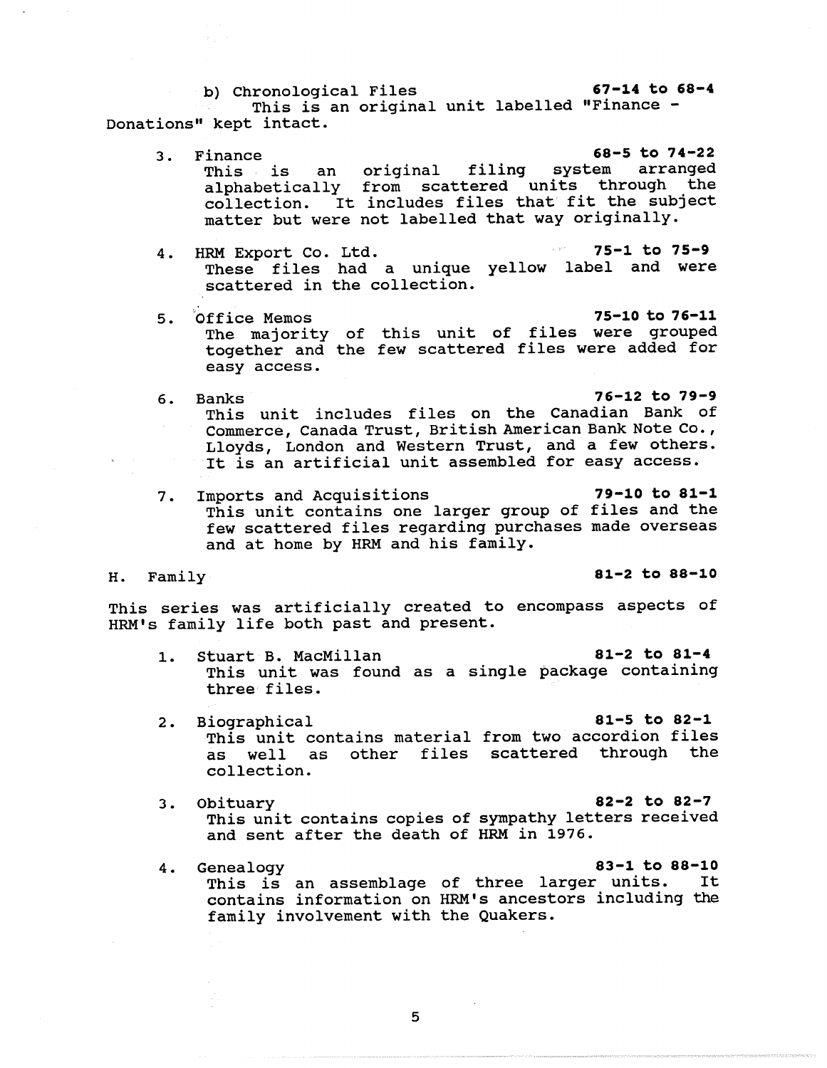b) Chronological Files **67-14 to 68-4**
This is an original unit labelled "Finance - Donations" kept intact.

3. Finance **68-5 to 74-22**
   This is an original filing system arranged alphabetically from scattered units through the collection. It includes files that fit the subject matter but were not labelled that way originally.

4. HRM Export Co. Ltd. **75-1 to 75-9**
   These files had a unique yellow label and were scattered in the collection.

5. Office Memos **75-10 to 76-11**
   The majority of this unit of files were grouped together and the few scattered files were added for easy access.

6. Banks **76-12 to 79-9**
   This unit includes files on the Canadian Bank of Commerce, Canada Trust, British American Bank Note Co., Lloyds, London and Western Trust, and a few others. It is an artificial unit assembled for easy access.

7. Imports and Acquisitions **79-10 to 81-1**
   This unit contains one larger group of files and the few scattered files regarding purchases made overseas and at home by HRM and his family.

H. Family **81-2 to 88-10**

This series was artificially created to encompass aspects of HRM's family life both past and present.

1. Stuart B. MacMillan **81-2 to 81-4**
   This unit was found as a single package containing three files.

2. Biographical **81-5 to 82-1**
   This unit contains material from two accordion files as well as other files scattered through the collection.

3. Obituary **82-2 to 82-7**
   This unit contains copies of sympathy letters received and sent after the death of HRM in 1976.

4. Genealogy **83-1 to 88-10**
   This is an assemblage of three larger units. It contains information on HRM's ancestors including the family involvement with the Quakers.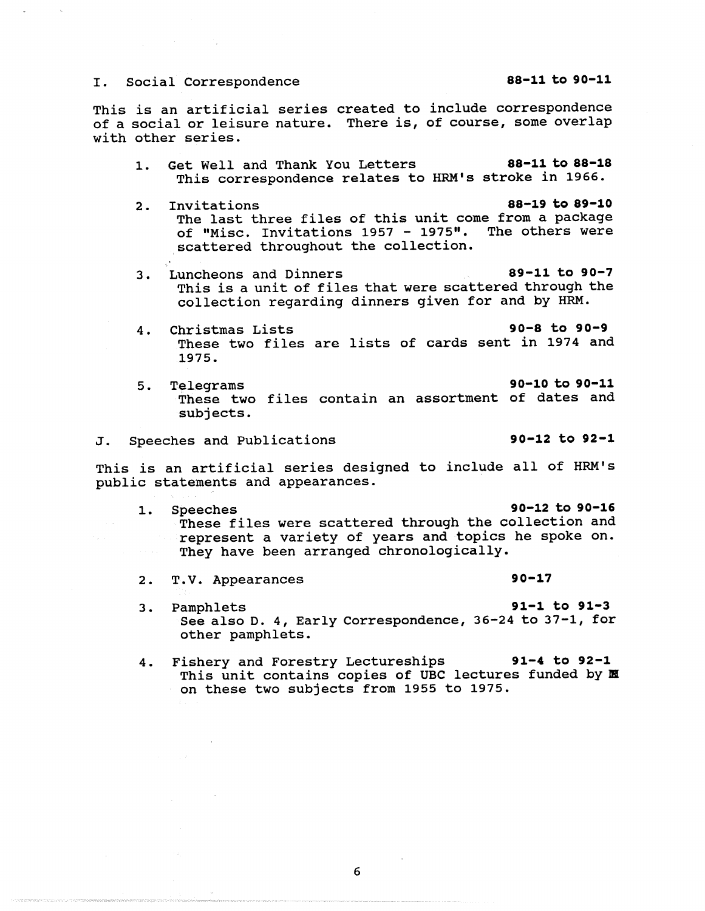## I. Social Correspondence **88-11 to 90-11**

This is an artificial series created to include correspondence of a social or leisure nature. There is, of course, some overlap with other series.

1. Get Well and Thank You Letters **88-11 to 88-18**
   This correspondence relates to HRM's stroke in 1966.

2. Invitations **88-19 to 89-10**
   The last three files of this unit come from a package of "Misc. Invitations 1957 - 1975". The others were scattered throughout the collection.

3. Luncheons and Dinners **89-11 to 90-7**
   This is a unit of files that were scattered through the collection regarding dinners given for and by HRM.

4. Christmas Lists **90-8 to 90-9**
   These two files are lists of cards sent in 1974 and 1975.

5. Telegrams **90-10 to 90-11**
   These two files contain an assortment of dates and subjects.

## J. Speeches and Publications **90-12 to 92-1**

This is an artificial series designed to include all of HRM's public statements and appearances.

1. Speeches **90-12 to 90-16**
   These files were scattered through the collection and represent a variety of years and topics he spoke on. They have been arranged chronologically.

2. T.V. Appearances **90-17**

3. Pamphlets **91-1 to 91-3**
   See also D. 4, Early Correspondence, 36-24 to 37-1, for other pamphlets.

4. Fishery and Forestry Lectureships **91-4 to 92-1**
   This unit contains copies of UBC lectures funded by H on these two subjects from 1955 to 1975.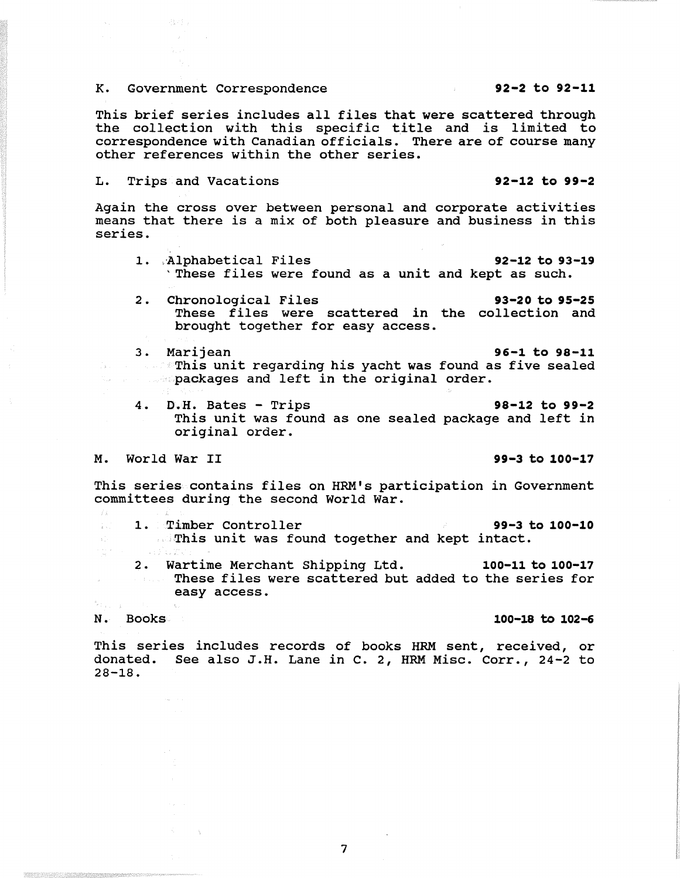K. Government Correspondence **92-2 to 92-11**

This brief series includes all files that were scattered through the collection with this specific title and is limited to correspondence with Canadian officials. There are of course many other references within the other series.

L. Trips and Vacations **92-12 to 99-2**

Again the cross over between personal and corporate activities means that there is a mix of both pleasure and business in this series.

1. Alphabetical Files **92-12 to 93-19**
   These files were found as a unit and kept as such.

2. Chronological Files **93-20 to 95-25**
   These files were scattered in the collection and brought together for easy access.

3. Marijean **96-1 to 98-11**
   This unit regarding his yacht was found as five sealed packages and left in the original order.

4. D.H. Bates - Trips **98-12 to 99-2**
   This unit was found as one sealed package and left in original order.

M. World War II **99-3 to 100-17**

This series contains files on HRM's participation in Government committees during the second World War.

1. Timber Controller **99-3 to 100-10**
   This unit was found together and kept intact.

2. Wartime Merchant Shipping Ltd. **100-11 to 100-17**
   These files were scattered but added to the series for easy access.

N. Books **100-18 to 102-6**

This series includes records of books HRM sent, received, or donated. See also J.H. Lane in C. 2, HRM Misc. Corr., 24-2 to 28-18.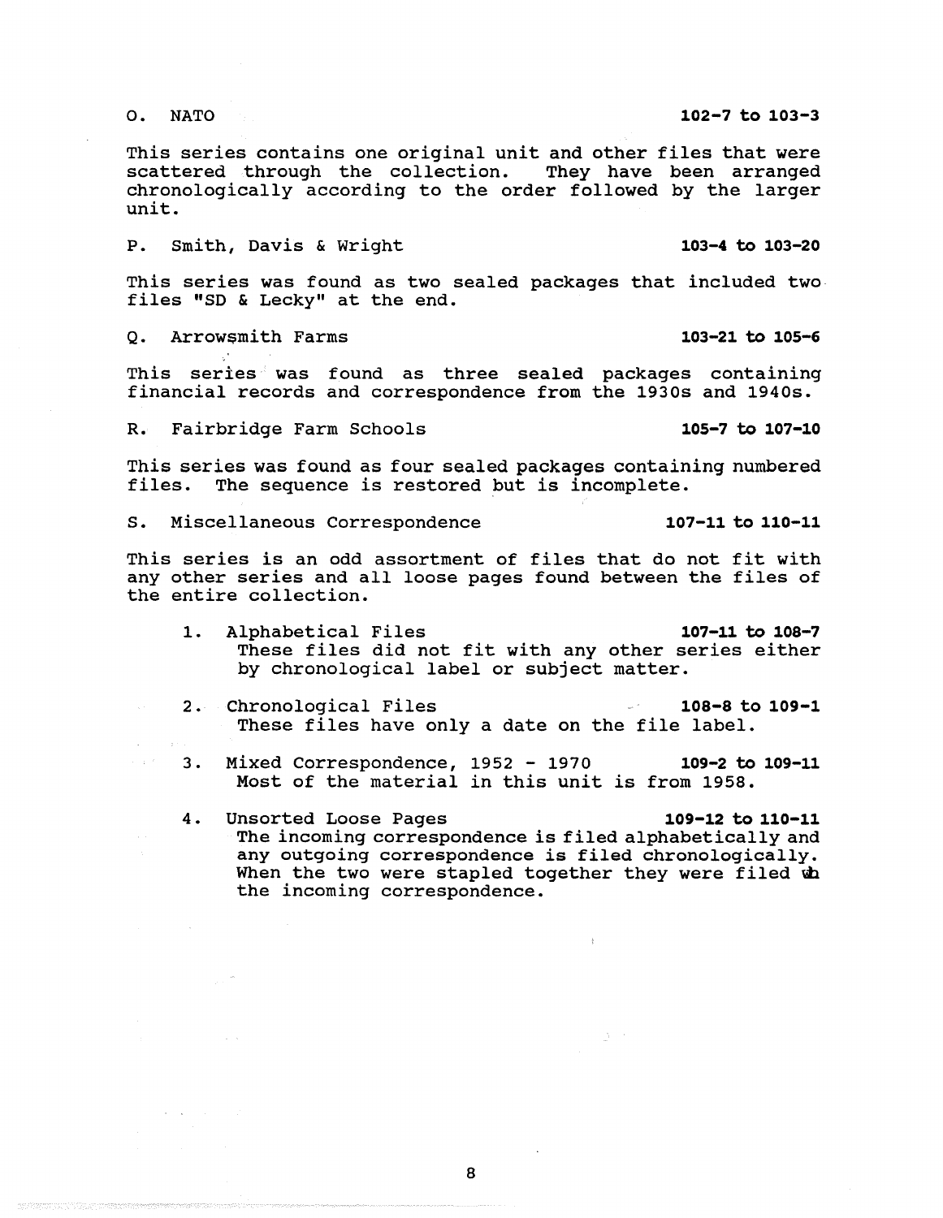O. NATO **102-7 to 103-3**

This series contains one original unit and other files that were scattered through the collection. They have been arranged chronologically according to the order followed by the larger unit.

P. Smith, Davis & Wright **103-4 to 103-20**

This series was found as two sealed packages that included two files "SD & Lecky" at the end.

Q. Arrowsmith Farms **103-21 to 105-6**

This series was found as three sealed packages containing financial records and correspondence from the 1930s and 1940s.

R. Fairbridge Farm Schools **105-7 to 107-10**

This series was found as four sealed packages containing numbered files. The sequence is restored but is incomplete.

S. Miscellaneous Correspondence **107-11 to 110-11**

This series is an odd assortment of files that do not fit with any other series and all loose pages found between the files of the entire collection.

1. Alphabetical Files **107-11 to 108-7**
   These files did not fit with any other series either by chronological label or subject matter.

2. Chronological Files **108-8 to 109-1**
   These files have only a date on the file label.

3. Mixed Correspondence, 1952 - 1970 **109-2 to 109-11**
   Most of the material in this unit is from 1958.

4. Unsorted Loose Pages **109-12 to 110-11**
   The incoming correspondence is filed alphabetically and any outgoing correspondence is filed chronologically. When the two were stapled together they were filed with the incoming correspondence.